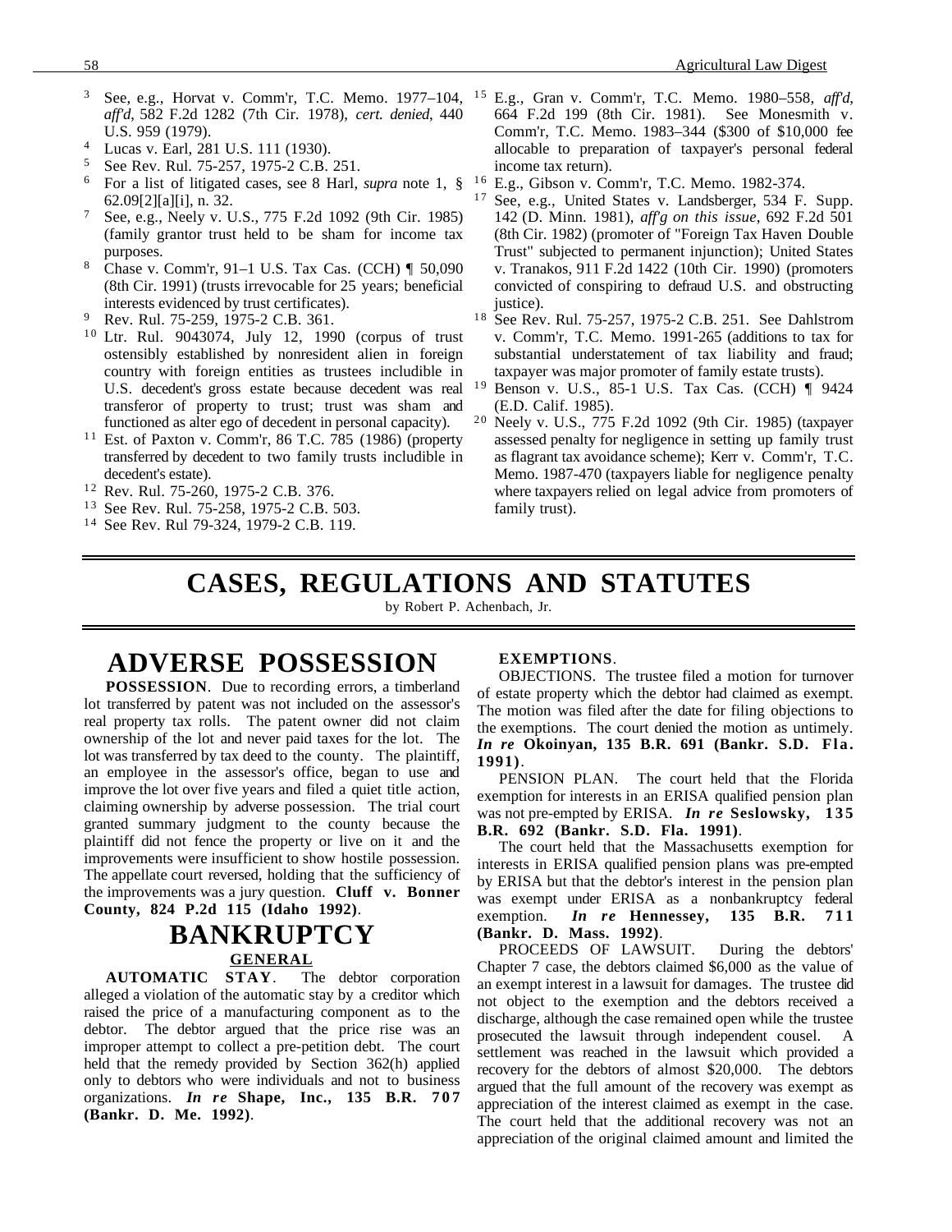3 See, e.g., Horvat v. Comm'r, T.C. Memo. 1977–104, *aff'd*, 582 F.2d 1282 (7th Cir. 1978), *cert. denied*, 440 U.S. 959 (1979).

4 Lucas v. Earl, 281 U.S. 111 (1930).

5 See Rev. Rul. 75-257, 1975-2 C.B. 251.

6 For a list of litigated cases, see 8 Harl, *supra* note 1, § 62.09[2][a][i], n. 32.

7 See, e.g., Neely v. U.S., 775 F.2d 1092 (9th Cir. 1985) (family grantor trust held to be sham for income tax purposes.

8 Chase v. Comm'r, 91–1 U.S. Tax Cas. (CCH) ¶ 50,090 (8th Cir. 1991) (trusts irrevocable for 25 years; beneficial interests evidenced by trust certificates).

9 Rev. Rul. 75-259, 1975-2 C.B. 361.

10 Ltr. Rul. 9043074, July 12, 1990 (corpus of trust ostensibly established by nonresident alien in foreign country with foreign entities as trustees includible in U.S. decedent's gross estate because decedent was real transferor of property to trust; trust was sham and functioned as alter ego of decedent in personal capacity).

11 Est. of Paxton v. Comm'r, 86 T.C. 785 (1986) (property transferred by decedent to two family trusts includible in decedent's estate).

12 Rev. Rul. 75-260, 1975-2 C.B. 376.

13 See Rev. Rul. 75-258, 1975-2 C.B. 503.

14 See Rev. Rul 79-324, 1979-2 C.B. 119.

15 E.g., Gran v. Comm'r, T.C. Memo. 1980–558, *aff'd*, 664 F.2d 199 (8th Cir. 1981). See Monesmith v. Comm'r, T.C. Memo. 1983–344 ($300 of $10,000 fee allocable to preparation of taxpayer's personal federal income tax return).

16 E.g., Gibson v. Comm'r, T.C. Memo. 1982-374.

17 See, e.g., United States v. Landsberger, 534 F. Supp. 142 (D. Minn. 1981), *aff'g on this issue*, 692 F.2d 501 (8th Cir. 1982) (promoter of "Foreign Tax Haven Double Trust" subjected to permanent injunction); United States v. Tranakos, 911 F.2d 1422 (10th Cir. 1990) (promoters convicted of conspiring to defraud U.S. and obstructing justice).

18 See Rev. Rul. 75-257, 1975-2 C.B. 251. See Dahlstrom v. Comm'r, T.C. Memo. 1991-265 (additions to tax for substantial understatement of tax liability and fraud; taxpayer was major promoter of family estate trusts).

19 Benson v. U.S., 85-1 U.S. Tax Cas. (CCH) ¶ 9424 (E.D. Calif. 1985).

20 Neely v. U.S., 775 F.2d 1092 (9th Cir. 1985) (taxpayer assessed penalty for negligence in setting up family trust as flagrant tax avoidance scheme); Kerr v. Comm'r, T.C. Memo. 1987-470 (taxpayers liable for negligence penalty where taxpayers relied on legal advice from promoters of family trust).

# CASES, REGULATIONS AND STATUTES

by Robert P. Achenbach, Jr.

## ADVERSE POSSESSION

**POSSESSION**. Due to recording errors, a timberland lot transferred by patent was not included on the assessor's real property tax rolls. The patent owner did not claim ownership of the lot and never paid taxes for the lot. The lot was transferred by tax deed to the county. The plaintiff, an employee in the assessor's office, began to use and improve the lot over five years and filed a quiet title action, claiming ownership by adverse possession. The trial court granted summary judgment to the county because the plaintiff did not fence the property or live on it and the improvements were insufficient to show hostile possession. The appellate court reversed, holding that the sufficiency of the improvements was a jury question. **Cluff v. Bonner County, 824 P.2d 115 (Idaho 1992)**.

## BANKRUPTCY

### GENERAL

**AUTOMATIC STAY**. The debtor corporation alleged a violation of the automatic stay by a creditor which raised the price of a manufacturing component as to the debtor. The debtor argued that the price rise was an improper attempt to collect a pre-petition debt. The court held that the remedy provided by Section 362(h) applied only to debtors who were individuals and not to business organizations. ***In re* Shape, Inc., 135 B.R. 707 (Bankr. D. Me. 1992)**.

**EXEMPTIONS**.

OBJECTIONS. The trustee filed a motion for turnover of estate property which the debtor had claimed as exempt. The motion was filed after the date for filing objections to the exemptions. The court denied the motion as untimely. ***In re* Okoinyan, 135 B.R. 691 (Bankr. S.D. Fla. 1991)**.

PENSION PLAN. The court held that the Florida exemption for interests in an ERISA qualified pension plan was not pre-empted by ERISA. ***In re* Seslowsky, 135 B.R. 692 (Bankr. S.D. Fla. 1991)**.

The court held that the Massachusetts exemption for interests in ERISA qualified pension plans was pre-empted by ERISA but that the debtor's interest in the pension plan was exempt under ERISA as a nonbankruptcy federal exemption. ***In re* Hennessey, 135 B.R. 711 (Bankr. D. Mass. 1992)**.

PROCEEDS OF LAWSUIT. During the debtors' Chapter 7 case, the debtors claimed $6,000 as the value of an exempt interest in a lawsuit for damages. The trustee did not object to the exemption and the debtors received a discharge, although the case remained open while the trustee prosecuted the lawsuit through independent cousel. A settlement was reached in the lawsuit which provided a recovery for the debtors of almost $20,000. The debtors argued that the full amount of the recovery was exempt as appreciation of the interest claimed as exempt in the case. The court held that the additional recovery was not an appreciation of the original claimed amount and limited the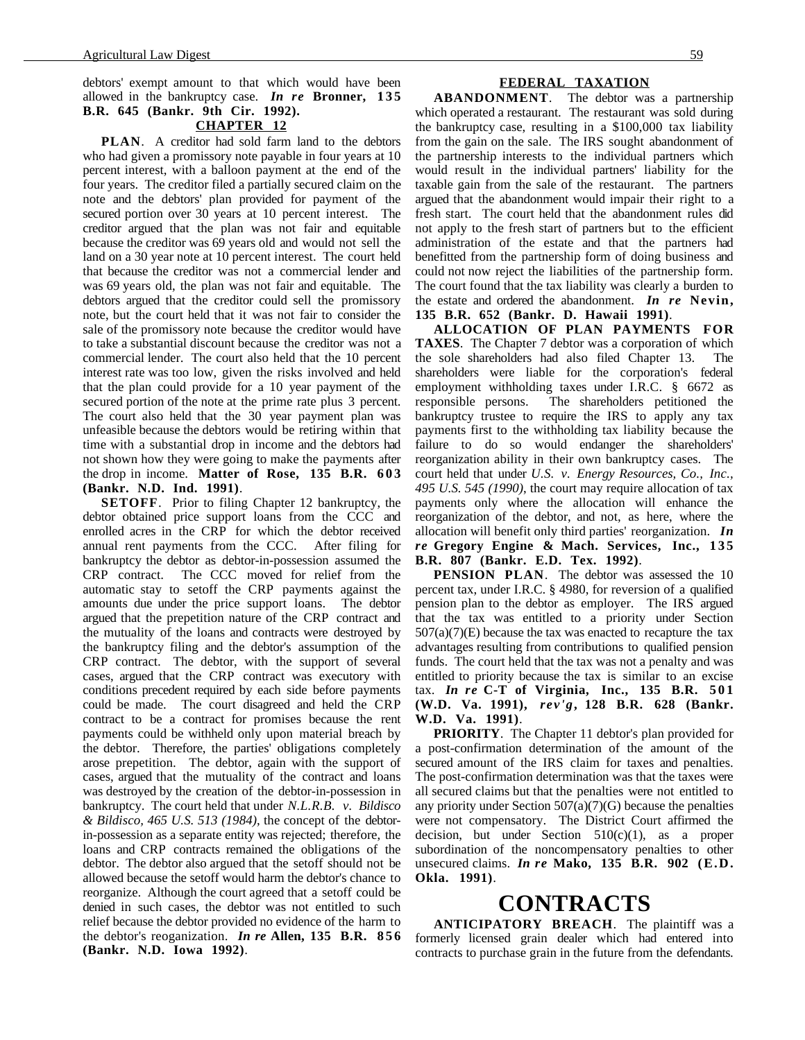debtors' exempt amount to that which would have been allowed in the bankruptcy case. ***In re* Bronner, 135 B.R. 645 (Bankr. 9th Cir. 1992).**

### CHAPTER 12

**PLAN**. A creditor had sold farm land to the debtors who had given a promissory note payable in four years at 10 percent interest, with a balloon payment at the end of the four years. The creditor filed a partially secured claim on the note and the debtors' plan provided for payment of the secured portion over 30 years at 10 percent interest. The creditor argued that the plan was not fair and equitable because the creditor was 69 years old and would not sell the land on a 30 year note at 10 percent interest. The court held that because the creditor was not a commercial lender and was 69 years old, the plan was not fair and equitable. The debtors argued that the creditor could sell the promissory note, but the court held that it was not fair to consider the sale of the promissory note because the creditor would have to take a substantial discount because the creditor was not a commercial lender. The court also held that the 10 percent interest rate was too low, given the risks involved and held that the plan could provide for a 10 year payment of the secured portion of the note at the prime rate plus 3 percent. The court also held that the 30 year payment plan was unfeasible because the debtors would be retiring within that time with a substantial drop in income and the debtors had not shown how they were going to make the payments after the drop in income. **Matter of Rose, 135 B.R. 603 (Bankr. N.D. Ind. 1991)**.

**SETOFF**. Prior to filing Chapter 12 bankruptcy, the debtor obtained price support loans from the CCC and enrolled acres in the CRP for which the debtor received annual rent payments from the CCC. After filing for bankruptcy the debtor as debtor-in-possession assumed the CRP contract. The CCC moved for relief from the automatic stay to setoff the CRP payments against the amounts due under the price support loans. The debtor argued that the prepetition nature of the CRP contract and the mutuality of the loans and contracts were destroyed by the bankruptcy filing and the debtor's assumption of the CRP contract. The debtor, with the support of several cases, argued that the CRP contract was executory with conditions precedent required by each side before payments could be made. The court disagreed and held the CRP contract to be a contract for promises because the rent payments could be withheld only upon material breach by the debtor. Therefore, the parties' obligations completely arose prepetition. The debtor, again with the support of cases, argued that the mutuality of the contract and loans was destroyed by the creation of the debtor-in-possession in bankruptcy. The court held that under *N.L.R.B. v. Bildisco & Bildisco, 465 U.S. 513 (1984)*, the concept of the debtor-in-possession as a separate entity was rejected; therefore, the loans and CRP contracts remained the obligations of the debtor. The debtor also argued that the setoff should not be allowed because the setoff would harm the debtor's chance to reorganize. Although the court agreed that a setoff could be denied in such cases, the debtor was not entitled to such relief because the debtor provided no evidence of the harm to the debtor's reoganization. ***In re* Allen, 135 B.R. 856 (Bankr. N.D. Iowa 1992)**.

### FEDERAL TAXATION

**ABANDONMENT**. The debtor was a partnership which operated a restaurant. The restaurant was sold during the bankruptcy case, resulting in a $100,000 tax liability from the gain on the sale. The IRS sought abandonment of the partnership interests to the individual partners which would result in the individual partners' liability for the taxable gain from the sale of the restaurant. The partners argued that the abandonment would impair their right to a fresh start. The court held that the abandonment rules did not apply to the fresh start of partners but to the efficient administration of the estate and that the partners had benefitted from the partnership form of doing business and could not now reject the liabilities of the partnership form. The court found that the tax liability was clearly a burden to the estate and ordered the abandonment. ***In re* Nevin, 135 B.R. 652 (Bankr. D. Hawaii 1991)**.

**ALLOCATION OF PLAN PAYMENTS FOR TAXES**. The Chapter 7 debtor was a corporation of which the sole shareholders had also filed Chapter 13. The shareholders were liable for the corporation's federal employment withholding taxes under I.R.C. § 6672 as responsible persons. The shareholders petitioned the bankruptcy trustee to require the IRS to apply any tax payments first to the withholding tax liability because the failure to do so would endanger the shareholders' reorganization ability in their own bankruptcy cases. The court held that under *U.S. v. Energy Resources, Co., Inc., 495 U.S. 545 (1990)*, the court may require allocation of tax payments only where the allocation will enhance the reorganization of the debtor, and not, as here, where the allocation will benefit only third parties' reorganization. ***In re* Gregory Engine & Mach. Services, Inc., 135 B.R. 807 (Bankr. E.D. Tex. 1992)**.

**PENSION PLAN**. The debtor was assessed the 10 percent tax, under I.R.C. § 4980, for reversion of a qualified pension plan to the debtor as employer. The IRS argued that the tax was entitled to a priority under Section 507(a)(7)(E) because the tax was enacted to recapture the tax advantages resulting from contributions to qualified pension funds. The court held that the tax was not a penalty and was entitled to priority because the tax is similar to an excise tax. ***In re* C-T of Virginia, Inc., 135 B.R. 501 (W.D. Va. 1991), *rev'g*, 128 B.R. 628 (Bankr. W.D. Va. 1991)**.

**PRIORITY**. The Chapter 11 debtor's plan provided for a post-confirmation determination of the amount of the secured amount of the IRS claim for taxes and penalties. The post-confirmation determination was that the taxes were all secured claims but that the penalties were not entitled to any priority under Section 507(a)(7)(G) because the penalties were not compensatory. The District Court affirmed the decision, but under Section 510(c)(1), as a proper subordination of the noncompensatory penalties to other unsecured claims. ***In re* Mako, 135 B.R. 902 (E.D. Okla. 1991)**.

# CONTRACTS

**ANTICIPATORY BREACH**. The plaintiff was a formerly licensed grain dealer which had entered into contracts to purchase grain in the future from the defendants.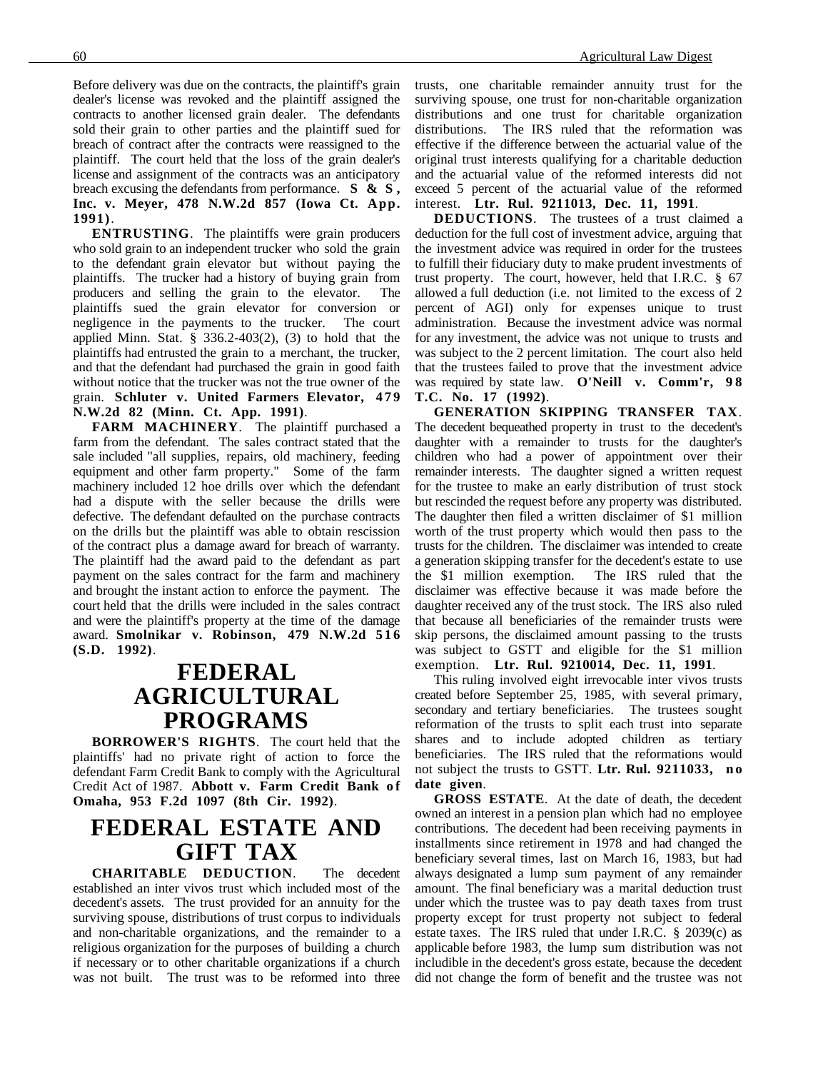Before delivery was due on the contracts, the plaintiff's grain dealer's license was revoked and the plaintiff assigned the contracts to another licensed grain dealer. The defendants sold their grain to other parties and the plaintiff sued for breach of contract after the contracts were reassigned to the plaintiff. The court held that the loss of the grain dealer's license and assignment of the contracts was an anticipatory breach excusing the defendants from performance. **S & S, Inc. v. Meyer, 478 N.W.2d 857 (Iowa Ct. App. 1991)**.

**ENTRUSTING**. The plaintiffs were grain producers who sold grain to an independent trucker who sold the grain to the defendant grain elevator but without paying the plaintiffs. The trucker had a history of buying grain from producers and selling the grain to the elevator. The plaintiffs sued the grain elevator for conversion or negligence in the payments to the trucker. The court applied Minn. Stat. § 336.2-403(2), (3) to hold that the plaintiffs had entrusted the grain to a merchant, the trucker, and that the defendant had purchased the grain in good faith without notice that the trucker was not the true owner of the grain. **Schluter v. United Farmers Elevator, 479 N.W.2d 82 (Minn. Ct. App. 1991)**.

**FARM MACHINERY**. The plaintiff purchased a farm from the defendant. The sales contract stated that the sale included "all supplies, repairs, old machinery, feeding equipment and other farm property." Some of the farm machinery included 12 hoe drills over which the defendant had a dispute with the seller because the drills were defective. The defendant defaulted on the purchase contracts on the drills but the plaintiff was able to obtain rescission of the contract plus a damage award for breach of warranty. The plaintiff had the award paid to the defendant as part payment on the sales contract for the farm and machinery and brought the instant action to enforce the payment. The court held that the drills were included in the sales contract and were the plaintiff's property at the time of the damage award. **Smolnikar v. Robinson, 479 N.W.2d 516 (S.D. 1992)**.

# FEDERAL AGRICULTURAL PROGRAMS

**BORROWER'S RIGHTS**. The court held that the plaintiffs' had no private right of action to force the defendant Farm Credit Bank to comply with the Agricultural Credit Act of 1987. **Abbott v. Farm Credit Bank of Omaha, 953 F.2d 1097 (8th Cir. 1992)**.

# FEDERAL ESTATE AND GIFT TAX

**CHARITABLE DEDUCTION**. The decedent established an inter vivos trust which included most of the decedent's assets. The trust provided for an annuity for the surviving spouse, distributions of trust corpus to individuals and non-charitable organizations, and the remainder to a religious organization for the purposes of building a church if necessary or to other charitable organizations if a church was not built. The trust was to be reformed into three trusts, one charitable remainder annuity trust for the surviving spouse, one trust for non-charitable organization distributions and one trust for charitable organization distributions. The IRS ruled that the reformation was effective if the difference between the actuarial value of the original trust interests qualifying for a charitable deduction and the actuarial value of the reformed interests did not exceed 5 percent of the actuarial value of the reformed interest. **Ltr. Rul. 9211013, Dec. 11, 1991**.

**DEDUCTIONS**. The trustees of a trust claimed a deduction for the full cost of investment advice, arguing that the investment advice was required in order for the trustees to fulfill their fiduciary duty to make prudent investments of trust property. The court, however, held that I.R.C. § 67 allowed a full deduction (i.e. not limited to the excess of 2 percent of AGI) only for expenses unique to trust administration. Because the investment advice was normal for any investment, the advice was not unique to trusts and was subject to the 2 percent limitation. The court also held that the trustees failed to prove that the investment advice was required by state law. **O'Neill v. Comm'r, 98 T.C. No. 17 (1992)**.

**GENERATION SKIPPING TRANSFER TAX**. The decedent bequeathed property in trust to the decedent's daughter with a remainder to trusts for the daughter's children who had a power of appointment over their remainder interests. The daughter signed a written request for the trustee to make an early distribution of trust stock but rescinded the request before any property was distributed. The daughter then filed a written disclaimer of $1 million worth of the trust property which would then pass to the trusts for the children. The disclaimer was intended to create a generation skipping transfer for the decedent's estate to use the $1 million exemption. The IRS ruled that the disclaimer was effective because it was made before the daughter received any of the trust stock. The IRS also ruled that because all beneficiaries of the remainder trusts were skip persons, the disclaimed amount passing to the trusts was subject to GSTT and eligible for the $1 million exemption. **Ltr. Rul. 9210014, Dec. 11, 1991**.

This ruling involved eight irrevocable inter vivos trusts created before September 25, 1985, with several primary, secondary and tertiary beneficiaries. The trustees sought reformation of the trusts to split each trust into separate shares and to include adopted children as tertiary beneficiaries. The IRS ruled that the reformations would not subject the trusts to GSTT. **Ltr. Rul. 9211033, no date given**.

**GROSS ESTATE**. At the date of death, the decedent owned an interest in a pension plan which had no employee contributions. The decedent had been receiving payments in installments since retirement in 1978 and had changed the beneficiary several times, last on March 16, 1983, but had always designated a lump sum payment of any remainder amount. The final beneficiary was a marital deduction trust under which the trustee was to pay death taxes from trust property except for trust property not subject to federal estate taxes. The IRS ruled that under I.R.C. § 2039(c) as applicable before 1983, the lump sum distribution was not includible in the decedent's gross estate, because the decedent did not change the form of benefit and the trustee was not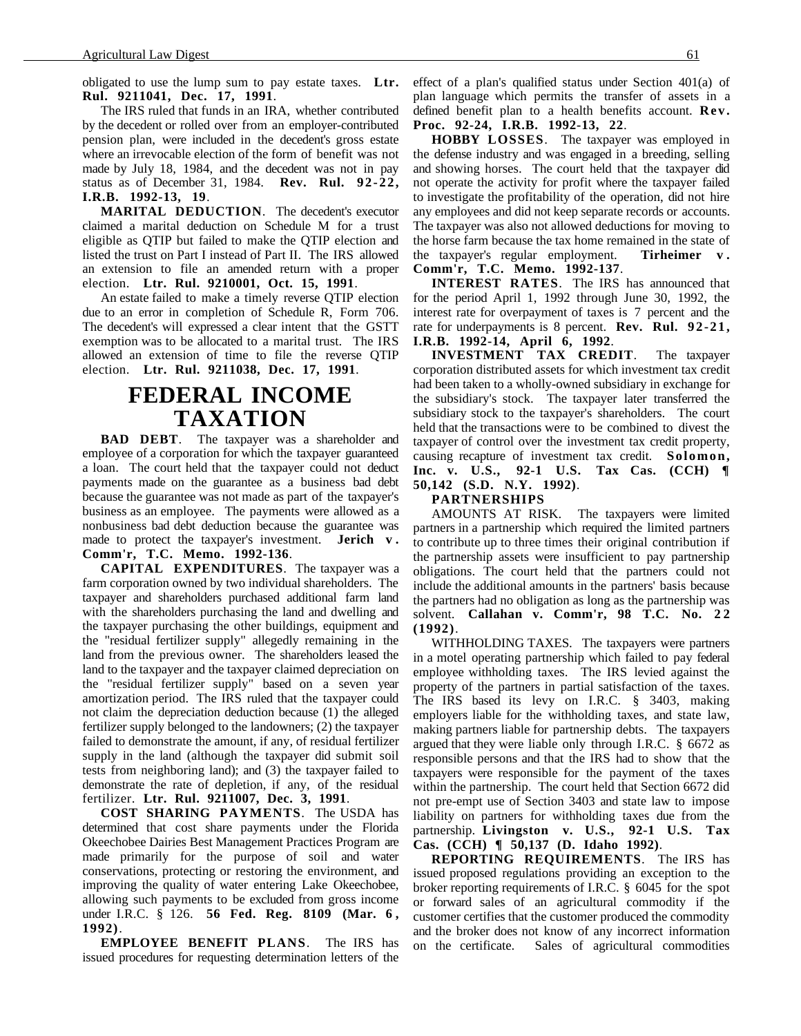obligated to use the lump sum to pay estate taxes. **Ltr. Rul. 9211041, Dec. 17, 1991**.

The IRS ruled that funds in an IRA, whether contributed by the decedent or rolled over from an employer-contributed pension plan, were included in the decedent's gross estate where an irrevocable election of the form of benefit was not made by July 18, 1984, and the decedent was not in pay status as of December 31, 1984. **Rev. Rul. 92-22, I.R.B. 1992-13, 19**.

**MARITAL DEDUCTION**. The decedent's executor claimed a marital deduction on Schedule M for a trust eligible as QTIP but failed to make the QTIP election and listed the trust on Part I instead of Part II. The IRS allowed an extension to file an amended return with a proper election. **Ltr. Rul. 9210001, Oct. 15, 1991**.

An estate failed to make a timely reverse QTIP election due to an error in completion of Schedule R, Form 706. The decedent's will expressed a clear intent that the GSTT exemption was to be allocated to a marital trust. The IRS allowed an extension of time to file the reverse QTIP election. **Ltr. Rul. 9211038, Dec. 17, 1991**.

# FEDERAL INCOME TAXATION

**BAD DEBT**. The taxpayer was a shareholder and employee of a corporation for which the taxpayer guaranteed a loan. The court held that the taxpayer could not deduct payments made on the guarantee as a business bad debt because the guarantee was not made as part of the taxpayer's business as an employee. The payments were allowed as a nonbusiness bad debt deduction because the guarantee was made to protect the taxpayer's investment. **Jerich v. Comm'r, T.C. Memo. 1992-136**.

**CAPITAL EXPENDITURES**. The taxpayer was a farm corporation owned by two individual shareholders. The taxpayer and shareholders purchased additional farm land with the shareholders purchasing the land and dwelling and the taxpayer purchasing the other buildings, equipment and the "residual fertilizer supply" allegedly remaining in the land from the previous owner. The shareholders leased the land to the taxpayer and the taxpayer claimed depreciation on the "residual fertilizer supply" based on a seven year amortization period. The IRS ruled that the taxpayer could not claim the depreciation deduction because (1) the alleged fertilizer supply belonged to the landowners; (2) the taxpayer failed to demonstrate the amount, if any, of residual fertilizer supply in the land (although the taxpayer did submit soil tests from neighboring land); and (3) the taxpayer failed to demonstrate the rate of depletion, if any, of the residual fertilizer. **Ltr. Rul. 9211007, Dec. 3, 1991**.

**COST SHARING PAYMENTS**. The USDA has determined that cost share payments under the Florida Okeechobee Dairies Best Management Practices Program are made primarily for the purpose of soil and water conservations, protecting or restoring the environment, and improving the quality of water entering Lake Okeechobee, allowing such payments to be excluded from gross income under I.R.C. § 126. **56 Fed. Reg. 8109 (Mar. 6, 1992)**.

**EMPLOYEE BENEFIT PLANS**. The IRS has issued procedures for requesting determination letters of the effect of a plan's qualified status under Section 401(a) of plan language which permits the transfer of assets in a defined benefit plan to a health benefits account. **Rev. Proc. 92-24, I.R.B. 1992-13, 22**.

**HOBBY LOSSES**. The taxpayer was employed in the defense industry and was engaged in a breeding, selling and showing horses. The court held that the taxpayer did not operate the activity for profit where the taxpayer failed to investigate the profitability of the operation, did not hire any employees and did not keep separate records or accounts. The taxpayer was also not allowed deductions for moving to the horse farm because the tax home remained in the state of the taxpayer's regular employment. **Tirheimer v. Comm'r, T.C. Memo. 1992-137**.

**INTEREST RATES**. The IRS has announced that for the period April 1, 1992 through June 30, 1992, the interest rate for overpayment of taxes is 7 percent and the rate for underpayments is 8 percent. **Rev. Rul. 92-21, I.R.B. 1992-14, April 6, 1992**.

**INVESTMENT TAX CREDIT**. The taxpayer corporation distributed assets for which investment tax credit had been taken to a wholly-owned subsidiary in exchange for the subsidiary's stock. The taxpayer later transferred the subsidiary stock to the taxpayer's shareholders. The court held that the transactions were to be combined to divest the taxpayer of control over the investment tax credit property, causing recapture of investment tax credit. **Solomon, Inc. v. U.S., 92-1 U.S. Tax Cas. (CCH) ¶ 50,142 (S.D. N.Y. 1992)**.

**PARTNERSHIPS**

AMOUNTS AT RISK. The taxpayers were limited partners in a partnership which required the limited partners to contribute up to three times their original contribution if the partnership assets were insufficient to pay partnership obligations. The court held that the partners could not include the additional amounts in the partners' basis because the partners had no obligation as long as the partnership was solvent. **Callahan v. Comm'r, 98 T.C. No. 22 (1992)**.

WITHHOLDING TAXES. The taxpayers were partners in a motel operating partnership which failed to pay federal employee withholding taxes. The IRS levied against the property of the partners in partial satisfaction of the taxes. The IRS based its levy on I.R.C. § 3403, making employers liable for the withholding taxes, and state law, making partners liable for partnership debts. The taxpayers argued that they were liable only through I.R.C. § 6672 as responsible persons and that the IRS had to show that the taxpayers were responsible for the payment of the taxes within the partnership. The court held that Section 6672 did not pre-empt use of Section 3403 and state law to impose liability on partners for withholding taxes due from the partnership. **Livingston v. U.S., 92-1 U.S. Tax Cas. (CCH) ¶ 50,137 (D. Idaho 1992)**.

**REPORTING REQUIREMENTS**. The IRS has issued proposed regulations providing an exception to the broker reporting requirements of I.R.C. § 6045 for the spot or forward sales of an agricultural commodity if the customer certifies that the customer produced the commodity and the broker does not know of any incorrect information on the certificate. Sales of agricultural commodities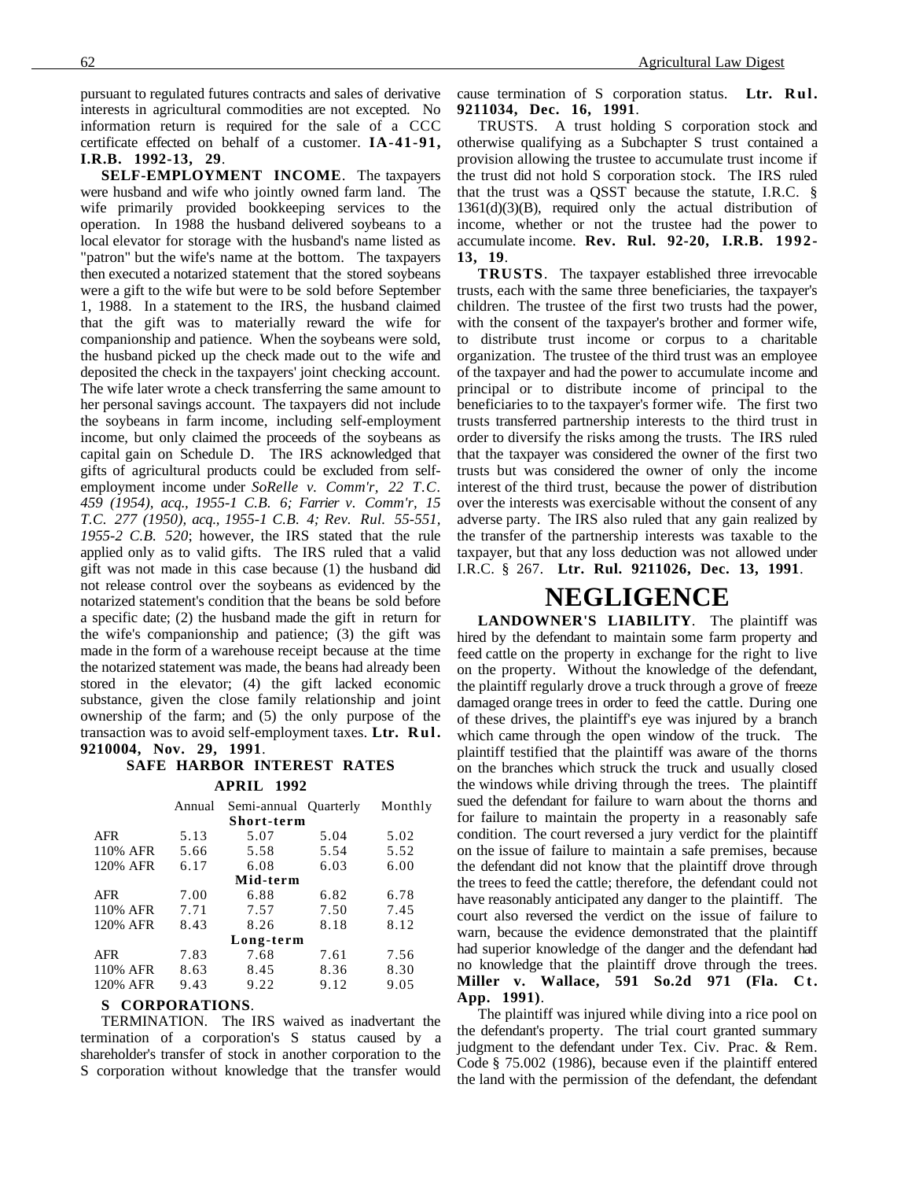pursuant to regulated futures contracts and sales of derivative interests in agricultural commodities are not excepted. No information return is required for the sale of a CCC certificate effected on behalf of a customer. **IA-41-91, I.R.B. 1992-13, 29**.

**SELF-EMPLOYMENT INCOME**. The taxpayers were husband and wife who jointly owned farm land. The wife primarily provided bookkeeping services to the operation. In 1988 the husband delivered soybeans to a local elevator for storage with the husband's name listed as "patron" but the wife's name at the bottom. The taxpayers then executed a notarized statement that the stored soybeans were a gift to the wife but were to be sold before September 1, 1988. In a statement to the IRS, the husband claimed that the gift was to materially reward the wife for companionship and patience. When the soybeans were sold, the husband picked up the check made out to the wife and deposited the check in the taxpayers' joint checking account. The wife later wrote a check transferring the same amount to her personal savings account. The taxpayers did not include the soybeans in farm income, including self-employment income, but only claimed the proceeds of the soybeans as capital gain on Schedule D. The IRS acknowledged that gifts of agricultural products could be excluded from self-employment income under *SoRelle v. Comm'r, 22 T.C. 459 (1954), acq., 1955-1 C.B. 6; Farrier v. Comm'r, 15 T.C. 277 (1950), acq., 1955-1 C.B. 4; Rev. Rul. 55-551, 1955-2 C.B. 520*; however, the IRS stated that the rule applied only as to valid gifts. The IRS ruled that a valid gift was not made in this case because (1) the husband did not release control over the soybeans as evidenced by the notarized statement's condition that the beans be sold before a specific date; (2) the husband made the gift in return for the wife's companionship and patience; (3) the gift was made in the form of a warehouse receipt because at the time the notarized statement was made, the beans had already been stored in the elevator; (4) the gift lacked economic substance, given the close family relationship and joint ownership of the farm; and (5) the only purpose of the transaction was to avoid self-employment taxes. **Ltr. Rul. 9210004, Nov. 29, 1991**.

**SAFE HARBOR INTEREST RATES**

**APRIL 1992**

| | Annual | Semi-annual | Quarterly | Monthly |
|---|---|---|---|---|
| | | **Short-term** | | |
| AFR | 5.13 | 5.07 | 5.04 | 5.02 |
| 110% AFR | 5.66 | 5.58 | 5.54 | 5.52 |
| 120% AFR | 6.17 | 6.08 | 6.03 | 6.00 |
| | | **Mid-term** | | |
| AFR | 7.00 | 6.88 | 6.82 | 6.78 |
| 110% AFR | 7.71 | 7.57 | 7.50 | 7.45 |
| 120% AFR | 8.43 | 8.26 | 8.18 | 8.12 |
| | | **Long-term** | | |
| AFR | 7.83 | 7.68 | 7.61 | 7.56 |
| 110% AFR | 8.63 | 8.45 | 8.36 | 8.30 |
| 120% AFR | 9.43 | 9.22 | 9.12 | 9.05 |

**S CORPORATIONS**.

TERMINATION. The IRS waived as inadvertant the termination of a corporation's S status caused by a shareholder's transfer of stock in another corporation to the S corporation without knowledge that the transfer would cause termination of S corporation status. **Ltr. Rul. 9211034, Dec. 16, 1991**.

TRUSTS. A trust holding S corporation stock and otherwise qualifying as a Subchapter S trust contained a provision allowing the trustee to accumulate trust income if the trust did not hold S corporation stock. The IRS ruled that the trust was a QSST because the statute, I.R.C. § 1361(d)(3)(B), required only the actual distribution of income, whether or not the trustee had the power to accumulate income. **Rev. Rul. 92-20, I.R.B. 1992-13, 19**.

**TRUSTS**. The taxpayer established three irrevocable trusts, each with the same three beneficiaries, the taxpayer's children. The trustee of the first two trusts had the power, with the consent of the taxpayer's brother and former wife, to distribute trust income or corpus to a charitable organization. The trustee of the third trust was an employee of the taxpayer and had the power to accumulate income and principal or to distribute income of principal to the beneficiaries to to the taxpayer's former wife. The first two trusts transferred partnership interests to the third trust in order to diversify the risks among the trusts. The IRS ruled that the taxpayer was considered the owner of the first two trusts but was considered the owner of only the income interest of the third trust, because the power of distribution over the interests was exercisable without the consent of any adverse party. The IRS also ruled that any gain realized by the transfer of the partnership interests was taxable to the taxpayer, but that any loss deduction was not allowed under I.R.C. § 267. **Ltr. Rul. 9211026, Dec. 13, 1991**.

# NEGLIGENCE

**LANDOWNER'S LIABILITY**. The plaintiff was hired by the defendant to maintain some farm property and feed cattle on the property in exchange for the right to live on the property. Without the knowledge of the defendant, the plaintiff regularly drove a truck through a grove of freeze damaged orange trees in order to feed the cattle. During one of these drives, the plaintiff's eye was injured by a branch which came through the open window of the truck. The plaintiff testified that the plaintiff was aware of the thorns on the branches which struck the truck and usually closed the windows while driving through the trees. The plaintiff sued the defendant for failure to warn about the thorns and for failure to maintain the property in a reasonably safe condition. The court reversed a jury verdict for the plaintiff on the issue of failure to maintain a safe premises, because the defendant did not know that the plaintiff drove through the trees to feed the cattle; therefore, the defendant could not have reasonably anticipated any danger to the plaintiff. The court also reversed the verdict on the issue of failure to warn, because the evidence demonstrated that the plaintiff had superior knowledge of the danger and the defendant had no knowledge that the plaintiff drove through the trees. **Miller v. Wallace, 591 So.2d 971 (Fla. Ct. App. 1991)**.

The plaintiff was injured while diving into a rice pool on the defendant's property. The trial court granted summary judgment to the defendant under Tex. Civ. Prac. & Rem. Code § 75.002 (1986), because even if the plaintiff entered the land with the permission of the defendant, the defendant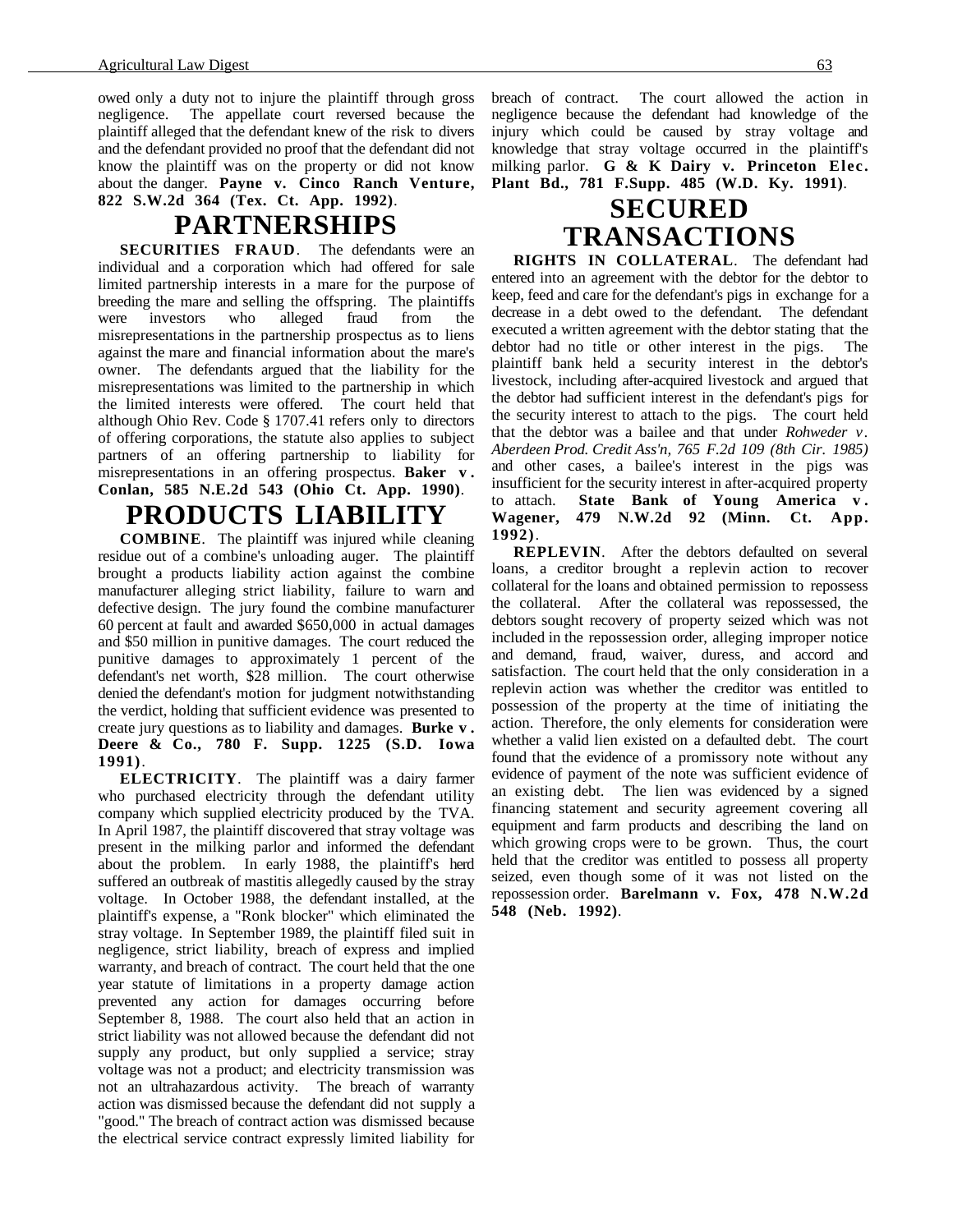owed only a duty not to injure the plaintiff through gross negligence. The appellate court reversed because the plaintiff alleged that the defendant knew of the risk to divers and the defendant provided no proof that the defendant did not know the plaintiff was on the property or did not know about the danger. **Payne v. Cinco Ranch Venture, 822 S.W.2d 364 (Tex. Ct. App. 1992)**.

# PARTNERSHIPS

**SECURITIES FRAUD**. The defendants were an individual and a corporation which had offered for sale limited partnership interests in a mare for the purpose of breeding the mare and selling the offspring. The plaintiffs were investors who alleged fraud from the misrepresentations in the partnership prospectus as to liens against the mare and financial information about the mare's owner. The defendants argued that the liability for the misrepresentations was limited to the partnership in which the limited interests were offered. The court held that although Ohio Rev. Code § 1707.41 refers only to directors of offering corporations, the statute also applies to subject partners of an offering partnership to liability for misrepresentations in an offering prospectus. **Baker v. Conlan, 585 N.E.2d 543 (Ohio Ct. App. 1990)**.

# PRODUCTS LIABILITY

**COMBINE**. The plaintiff was injured while cleaning residue out of a combine's unloading auger. The plaintiff brought a products liability action against the combine manufacturer alleging strict liability, failure to warn and defective design. The jury found the combine manufacturer 60 percent at fault and awarded $650,000 in actual damages and $50 million in punitive damages. The court reduced the punitive damages to approximately 1 percent of the defendant's net worth, $28 million. The court otherwise denied the defendant's motion for judgment notwithstanding the verdict, holding that sufficient evidence was presented to create jury questions as to liability and damages. **Burke v. Deere & Co., 780 F. Supp. 1225 (S.D. Iowa 1991)**.

**ELECTRICITY**. The plaintiff was a dairy farmer who purchased electricity through the defendant utility company which supplied electricity produced by the TVA. In April 1987, the plaintiff discovered that stray voltage was present in the milking parlor and informed the defendant about the problem. In early 1988, the plaintiff's herd suffered an outbreak of mastitis allegedly caused by the stray voltage. In October 1988, the defendant installed, at the plaintiff's expense, a "Ronk blocker" which eliminated the stray voltage. In September 1989, the plaintiff filed suit in negligence, strict liability, breach of express and implied warranty, and breach of contract. The court held that the one year statute of limitations in a property damage action prevented any action for damages occurring before September 8, 1988. The court also held that an action in strict liability was not allowed because the defendant did not supply any product, but only supplied a service; stray voltage was not a product; and electricity transmission was not an ultrahazardous activity. The breach of warranty action was dismissed because the defendant did not supply a "good." The breach of contract action was dismissed because the electrical service contract expressly limited liability for breach of contract. The court allowed the action in negligence because the defendant had knowledge of the injury which could be caused by stray voltage and knowledge that stray voltage occurred in the plaintiff's milking parlor. **G & K Dairy v. Princeton Elec. Plant Bd., 781 F.Supp. 485 (W.D. Ky. 1991)**.

# SECURED TRANSACTIONS

**RIGHTS IN COLLATERAL**. The defendant had entered into an agreement with the debtor for the debtor to keep, feed and care for the defendant's pigs in exchange for a decrease in a debt owed to the defendant. The defendant executed a written agreement with the debtor stating that the debtor had no title or other interest in the pigs. The plaintiff bank held a security interest in the debtor's livestock, including after-acquired livestock and argued that the debtor had sufficient interest in the defendant's pigs for the security interest to attach to the pigs. The court held that the debtor was a bailee and that under *Rohweder v. Aberdeen Prod. Credit Ass'n, 765 F.2d 109 (8th Cir. 1985)* and other cases, a bailee's interest in the pigs was insufficient for the security interest in after-acquired property to attach. **State Bank of Young America v. Wagener, 479 N.W.2d 92 (Minn. Ct. App. 1992)**.

**REPLEVIN**. After the debtors defaulted on several loans, a creditor brought a replevin action to recover collateral for the loans and obtained permission to repossess the collateral. After the collateral was repossessed, the debtors sought recovery of property seized which was not included in the repossession order, alleging improper notice and demand, fraud, waiver, duress, and accord and satisfaction. The court held that the only consideration in a replevin action was whether the creditor was entitled to possession of the property at the time of initiating the action. Therefore, the only elements for consideration were whether a valid lien existed on a defaulted debt. The court found that the evidence of a promissory note without any evidence of payment of the note was sufficient evidence of an existing debt. The lien was evidenced by a signed financing statement and security agreement covering all equipment and farm products and describing the land on which growing crops were to be grown. Thus, the court held that the creditor was entitled to possess all property seized, even though some of it was not listed on the repossession order. **Barelmann v. Fox, 478 N.W.2d 548 (Neb. 1992)**.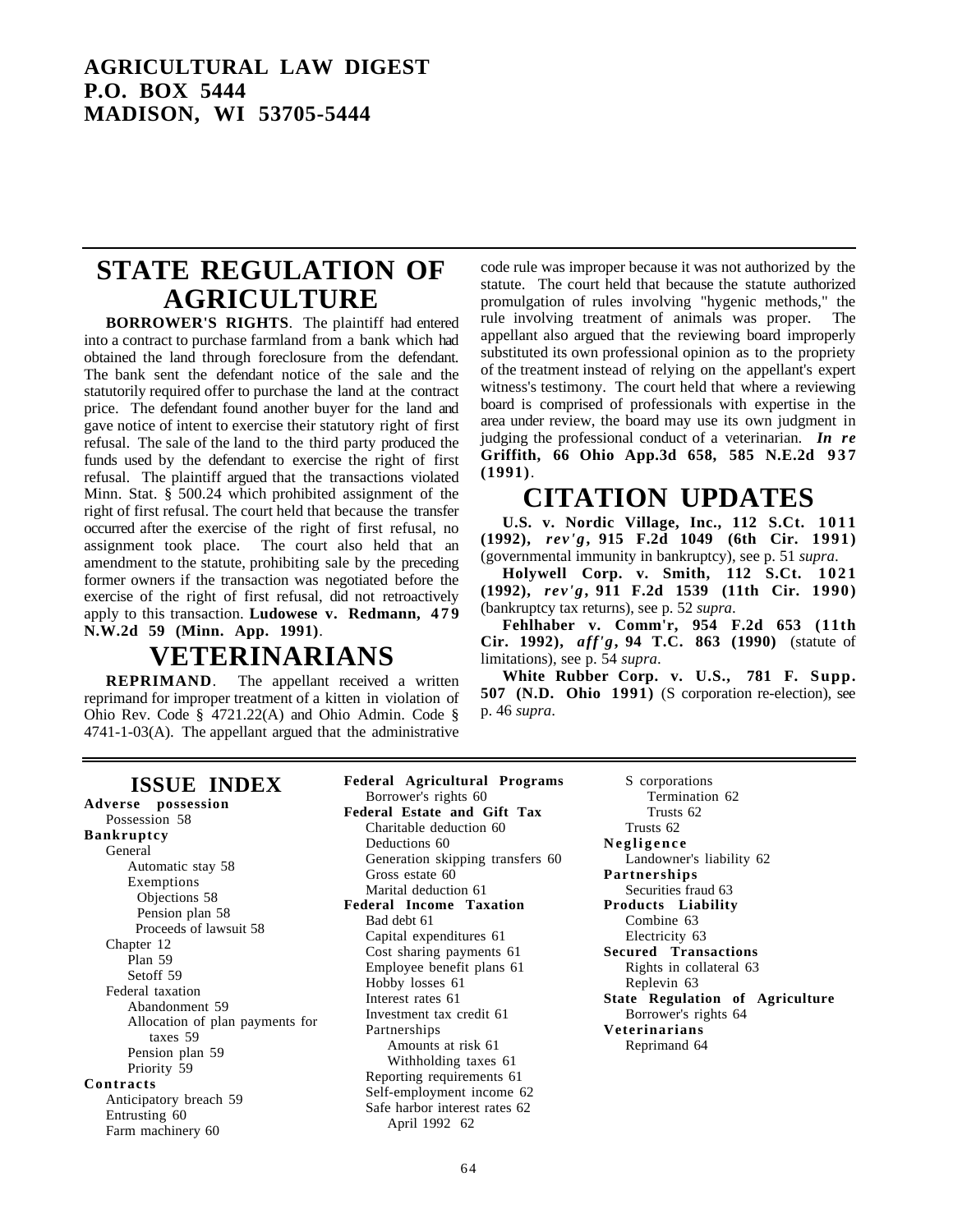**AGRICULTURAL LAW DIGEST**
**P.O. BOX 5444**
**MADISON, WI 53705-5444**

# STATE REGULATION OF AGRICULTURE

**BORROWER'S RIGHTS**. The plaintiff had entered into a contract to purchase farmland from a bank which had obtained the land through foreclosure from the defendant. The bank sent the defendant notice of the sale and the statutorily required offer to purchase the land at the contract price. The defendant found another buyer for the land and gave notice of intent to exercise their statutory right of first refusal. The sale of the land to the third party produced the funds used by the defendant to exercise the right of first refusal. The plaintiff argued that the transactions violated Minn. Stat. § 500.24 which prohibited assignment of the right of first refusal. The court held that because the transfer occurred after the exercise of the right of first refusal, no assignment took place. The court also held that an amendment to the statute, prohibiting sale by the preceding former owners if the transaction was negotiated before the exercise of the right of first refusal, did not retroactively apply to this transaction. **Ludowese v. Redmann, 479 N.W.2d 59 (Minn. App. 1991)**.

# VETERINARIANS

**REPRIMAND**. The appellant received a written reprimand for improper treatment of a kitten in violation of Ohio Rev. Code § 4721.22(A) and Ohio Admin. Code § 4741-1-03(A). The appellant argued that the administrative code rule was improper because it was not authorized by the statute. The court held that because the statute authorized promulgation of rules involving "hygenic methods," the rule involving treatment of animals was proper. The appellant also argued that the reviewing board improperly substituted its own professional opinion as to the propriety of the treatment instead of relying on the appellant's expert witness's testimony. The court held that where a reviewing board is comprised of professionals with expertise in the area under review, the board may use its own judgment in judging the professional conduct of a veterinarian. ***In re* Griffith, 66 Ohio App.3d 658, 585 N.E.2d 937 (1991)**.

# CITATION UPDATES

**U.S. v. Nordic Village, Inc., 112 S.Ct. 1011 (1992), *rev'g*, 915 F.2d 1049 (6th Cir. 1991)** (governmental immunity in bankruptcy), see p. 51 *supra*.

**Holywell Corp. v. Smith, 112 S.Ct. 1021 (1992), *rev'g*, 911 F.2d 1539 (11th Cir. 1990)** (bankruptcy tax returns), see p. 52 *supra*.

**Fehlhaber v. Comm'r, 954 F.2d 653 (11th Cir. 1992), *aff'g*, 94 T.C. 863 (1990)** (statute of limitations), see p. 54 *supra*.

**White Rubber Corp. v. U.S., 781 F. Supp. 507 (N.D. Ohio 1991)** (S corporation re-election), see p. 46 *supra*.

## ISSUE INDEX

**Adverse possession**
- Possession 58

**Bankruptcy**
- General
  - Automatic stay 58
  - Exemptions
    - Objections 58
    - Pension plan 58
    - Proceeds of lawsuit 58
- Chapter 12
  - Plan 59
  - Setoff 59
- Federal taxation
  - Abandonment 59
  - Allocation of plan payments for taxes 59
  - Pension plan 59
  - Priority 59

**Contracts**
- Anticipatory breach 59
- Entrusting 60
- Farm machinery 60

**Federal Agricultural Programs**
- Borrower's rights 60

**Federal Estate and Gift Tax**
- Charitable deduction 60
- Deductions 60
- Generation skipping transfers 60
- Gross estate 60
- Marital deduction 61

**Federal Income Taxation**
- Bad debt 61
- Capital expenditures 61
- Cost sharing payments 61
- Employee benefit plans 61
- Hobby losses 61
- Interest rates 61
- Investment tax credit 61
- Partnerships
  - Amounts at risk 61
  - Withholding taxes 61
- Reporting requirements 61
- Self-employment income 62
- Safe harbor interest rates 62
  - April 1992 62
- S corporations
  - Termination 62
  - Trusts 62
- Trusts 62

**Negligence**
- Landowner's liability 62

**Partnerships**
- Securities fraud 63

**Products Liability**
- Combine 63
- Electricity 63

**Secured Transactions**
- Rights in collateral 63
- Replevin 63

**State Regulation of Agriculture**
- Borrower's rights 64

**Veterinarians**
- Reprimand 64